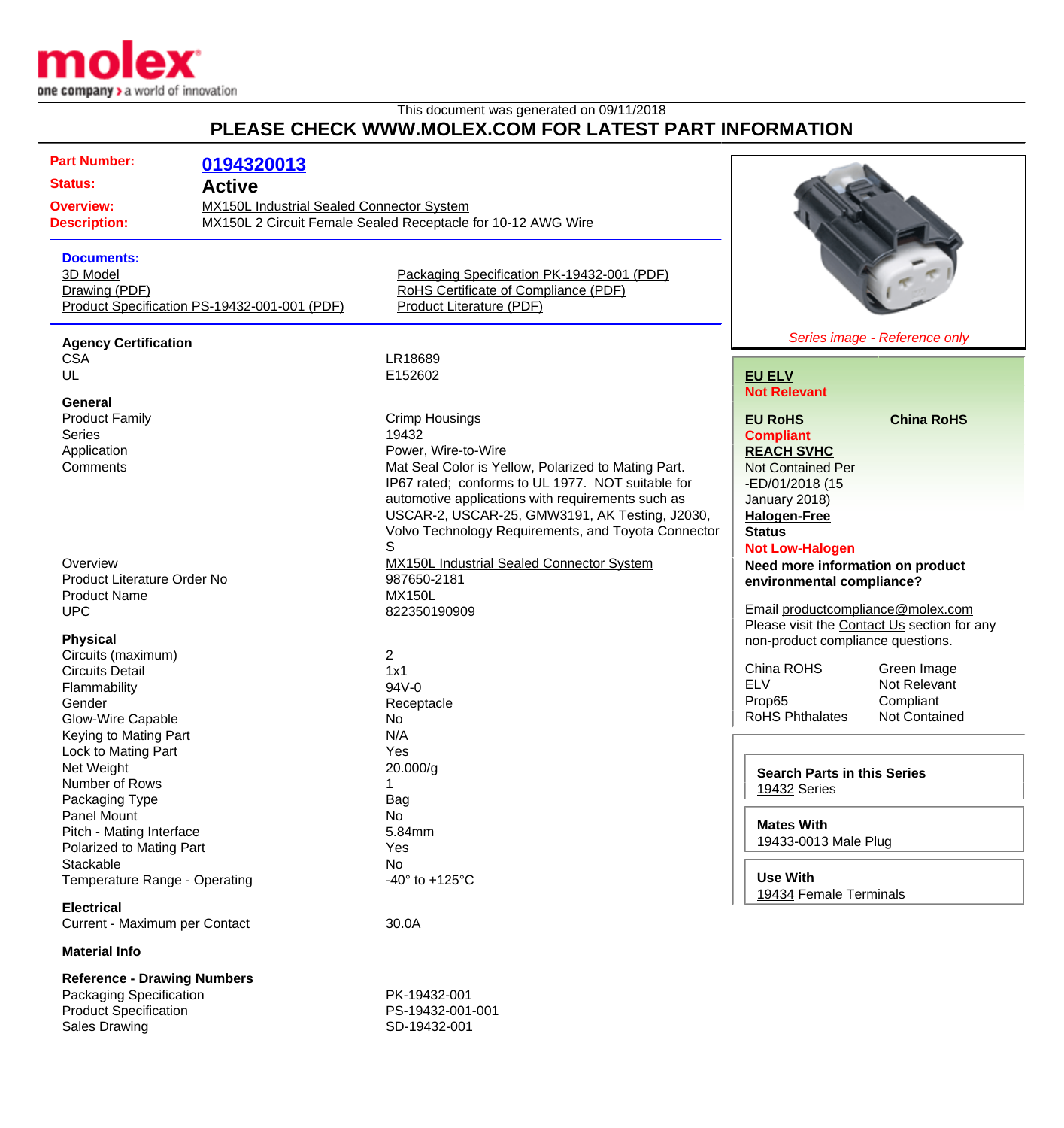This document was generated on 09/11/2018

# PLEASE CHECK WWW.MOLEX.COM FOR LATEST PART INFORMATION

| | |
|---|---|
| **Part Number:** | **0194320013** |
| **Status:** | **Active** |
| **Overview:** | MX150L Industrial Sealed Connector System |
| **Description:** | MX150L 2 Circuit Female Sealed Receptacle for 10-12 AWG Wire |

**Documents:**

- 3D Model
- Drawing (PDF)
- Product Specification PS-19432-001-001 (PDF)
- Packaging Specification PK-19432-001 (PDF)
- RoHS Certificate of Compliance (PDF)
- Product Literature (PDF)

*Series image - Reference only*

### Agency Certification

| | |
|---|---|
| CSA | LR18689 |
| UL | E152602 |

### General

| | |
|---|---|
| Product Family | Crimp Housings |
| Series | 19432 |
| Application | Power, Wire-to-Wire |
| Comments | Mat Seal Color is Yellow, Polarized to Mating Part. IP67 rated; conforms to UL 1977. NOT suitable for automotive applications with requirements such as USCAR-2, USCAR-25, GMW3191, AK Testing, J2030, Volvo Technology Requirements, and Toyota Connector S |
| Overview | MX150L Industrial Sealed Connector System |
| Product Literature Order No | 987650-2181 |
| Product Name | MX150L |
| UPC | 822350190909 |

### Physical

| | |
|---|---|
| Circuits (maximum) | 2 |
| Circuits Detail | 1x1 |
| Flammability | 94V-0 |
| Gender | Receptacle |
| Glow-Wire Capable | No |
| Keying to Mating Part | N/A |
| Lock to Mating Part | Yes |
| Net Weight | 20.000/g |
| Number of Rows | 1 |
| Packaging Type | Bag |
| Panel Mount | No |
| Pitch - Mating Interface | 5.84mm |
| Polarized to Mating Part | Yes |
| Stackable | No |
| Temperature Range - Operating | -40° to +125°C |

### Electrical

| | |
|---|---|
| Current - Maximum per Contact | 30.0A |

### Material Info

### Reference - Drawing Numbers

| | |
|---|---|
| Packaging Specification | PK-19432-001 |
| Product Specification | PS-19432-001-001 |
| Sales Drawing | SD-19432-001 |

**EU ELV**
**Not Relevant**

**EU RoHS**
**Compliant**

**China RoHS**

**REACH SVHC**
Not Contained Per -ED/01/2018 (15 January 2018)

**Halogen-Free Status**
**Not Low-Halogen**

**Need more information on product environmental compliance?**

Email productcompliance@molex.com
Please visit the Contact Us section for any non-product compliance questions.

| | |
|---|---|
| China ROHS | Green Image |
| ELV | Not Relevant |
| Prop65 | Compliant |
| RoHS Phthalates | Not Contained |

**Search Parts in this Series**
19432 Series

**Mates With**
19433-0013 Male Plug

**Use With**
19434 Female Terminals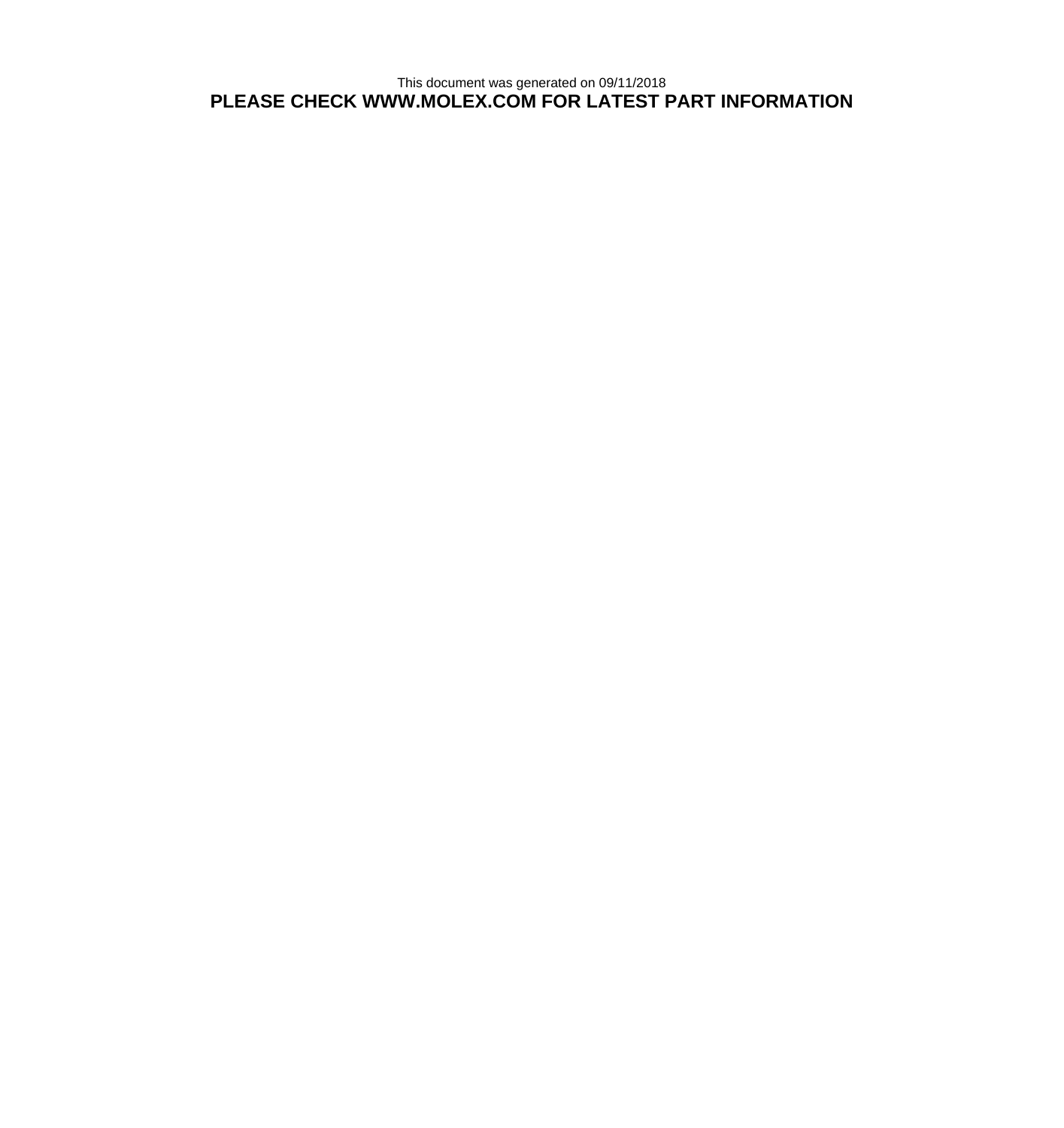This document was generated on 09/11/2018

**PLEASE CHECK WWW.MOLEX.COM FOR LATEST PART INFORMATION**